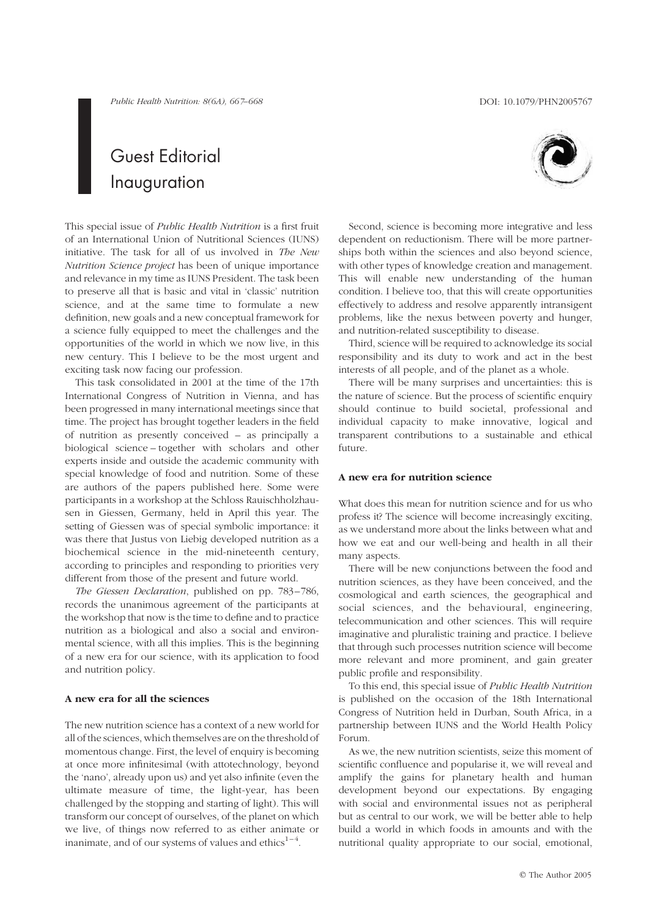# Guest Editorial

## Inauguration

This special issue of *Public Health Nutrition* is a first fruit of an International Union of Nutritional Sciences (IUNS) initiative. The task for all of us involved in *The New Nutrition Science project* has been of unique importance and relevance in my time as IUNS President. The task been to preserve all that is basic and vital in 'classic' nutrition science, and at the same time to formulate a new definition, new goals and a new conceptual framework for a science fully equipped to meet the challenges and the opportunities of the world in which we now live, in this new century. This I believe to be the most urgent and exciting task now facing our profession.

This task consolidated in 2001 at the time of the 17th International Congress of Nutrition in Vienna, and has been progressed in many international meetings since that time. The project has brought together leaders in the field of nutrition as presently conceived – as principally a biological science – together with scholars and other experts inside and outside the academic community with special knowledge of food and nutrition. Some of these are authors of the papers published here. Some were participants in a workshop at the Schloss Rauischholzhausen in Giessen, Germany, held in April this year. The setting of Giessen was of special symbolic importance: it was there that Justus von Liebig developed nutrition as a biochemical science in the mid-nineteenth century, according to principles and responding to priorities very different from those of the present and future world.

*The Giessen Declaration*, published on pp. 783–786, records the unanimous agreement of the participants at the workshop that now is the time to define and to practice nutrition as a biological and also a social and environmental science, with all this implies. This is the beginning of a new era for our science, with its application to food and nutrition policy.

### A new era for all the sciences

The new nutrition science has a context of a new world for all of the sciences, which themselves are on the threshold of momentous change. First, the level of enquiry is becoming at once more infinitesimal (with attotechnology, beyond the 'nano', already upon us) and yet also infinite (even the ultimate measure of time, the light-year, has been challenged by the stopping and starting of light). This will transform our concept of ourselves, of the planet on which we live, of things now referred to as either animate or inanimate, and of our systems of values and ethics[1–4].

Second, science is becoming more integrative and less dependent on reductionism. There will be more partnerships both within the sciences and also beyond science, with other types of knowledge creation and management. This will enable new understanding of the human condition. I believe too, that this will create opportunities effectively to address and resolve apparently intransigent problems, like the nexus between poverty and hunger, and nutrition-related susceptibility to disease.

Third, science will be required to acknowledge its social responsibility and its duty to work and act in the best interests of all people, and of the planet as a whole.

There will be many surprises and uncertainties: this is the nature of science. But the process of scientific enquiry should continue to build societal, professional and individual capacity to make innovative, logical and transparent contributions to a sustainable and ethical future.

### A new era for nutrition science

What does this mean for nutrition science and for us who profess it? The science will become increasingly exciting, as we understand more about the links between what and how we eat and our well-being and health in all their many aspects.

There will be new conjunctions between the food and nutrition sciences, as they have been conceived, and the cosmological and earth sciences, the geographical and social sciences, and the behavioural, engineering, telecommunication and other sciences. This will require imaginative and pluralistic training and practice. I believe that through such processes nutrition science will become more relevant and more prominent, and gain greater public profile and responsibility.

To this end, this special issue of *Public Health Nutrition* is published on the occasion of the 18th International Congress of Nutrition held in Durban, South Africa, in a partnership between IUNS and the World Health Policy Forum.

As we, the new nutrition scientists, seize this moment of scientific confluence and popularise it, we will reveal and amplify the gains for planetary health and human development beyond our expectations. By engaging with social and environmental issues not as peripheral but as central to our work, we will be better able to help build a world in which foods in amounts and with the nutritional quality appropriate to our social, emotional,

© The Author 2005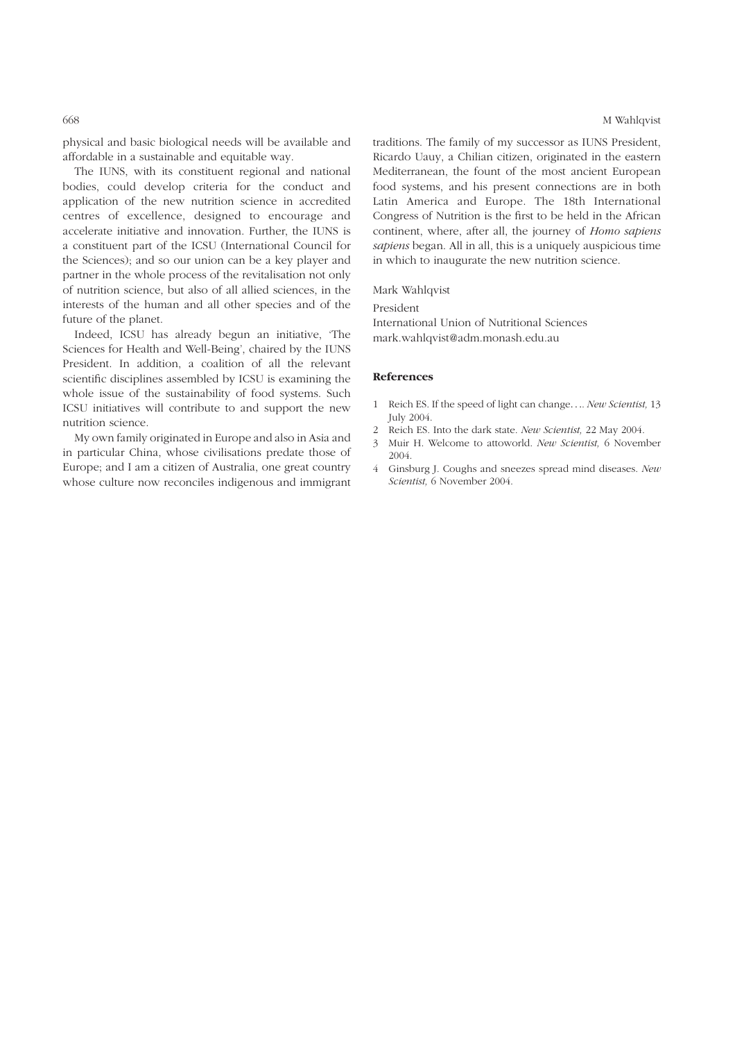physical and basic biological needs will be available and affordable in a sustainable and equitable way.

The IUNS, with its constituent regional and national bodies, could develop criteria for the conduct and application of the new nutrition science in accredited centres of excellence, designed to encourage and accelerate initiative and innovation. Further, the IUNS is a constituent part of the ICSU (International Council for the Sciences); and so our union can be a key player and partner in the whole process of the revitalisation not only of nutrition science, but also of all allied sciences, in the interests of the human and all other species and of the future of the planet.

Indeed, ICSU has already begun an initiative, 'The Sciences for Health and Well-Being', chaired by the IUNS President. In addition, a coalition of all the relevant scientific disciplines assembled by ICSU is examining the whole issue of the sustainability of food systems. Such ICSU initiatives will contribute to and support the new nutrition science.

My own family originated in Europe and also in Asia and in particular China, whose civilisations predate those of Europe; and I am a citizen of Australia, one great country whose culture now reconciles indigenous and immigrant traditions. The family of my successor as IUNS President, Ricardo Uauy, a Chilian citizen, originated in the eastern Mediterranean, the fount of the most ancient European food systems, and his present connections are in both Latin America and Europe. The 18th International Congress of Nutrition is the first to be held in the African continent, where, after all, the journey of *Homo sapiens sapiens* began. All in all, this is a uniquely auspicious time in which to inaugurate the new nutrition science.

Mark Wahlqvist

President
International Union of Nutritional Sciences
mark.wahlqvist@adm.monash.edu.au

## References

1. Reich ES. If the speed of light can change…. *New Scientist,* 13 July 2004.
2. Reich ES. Into the dark state. *New Scientist,* 22 May 2004.
3. Muir H. Welcome to attoworld. *New Scientist,* 6 November 2004.
4. Ginsburg J. Coughs and sneezes spread mind diseases. *New Scientist,* 6 November 2004.